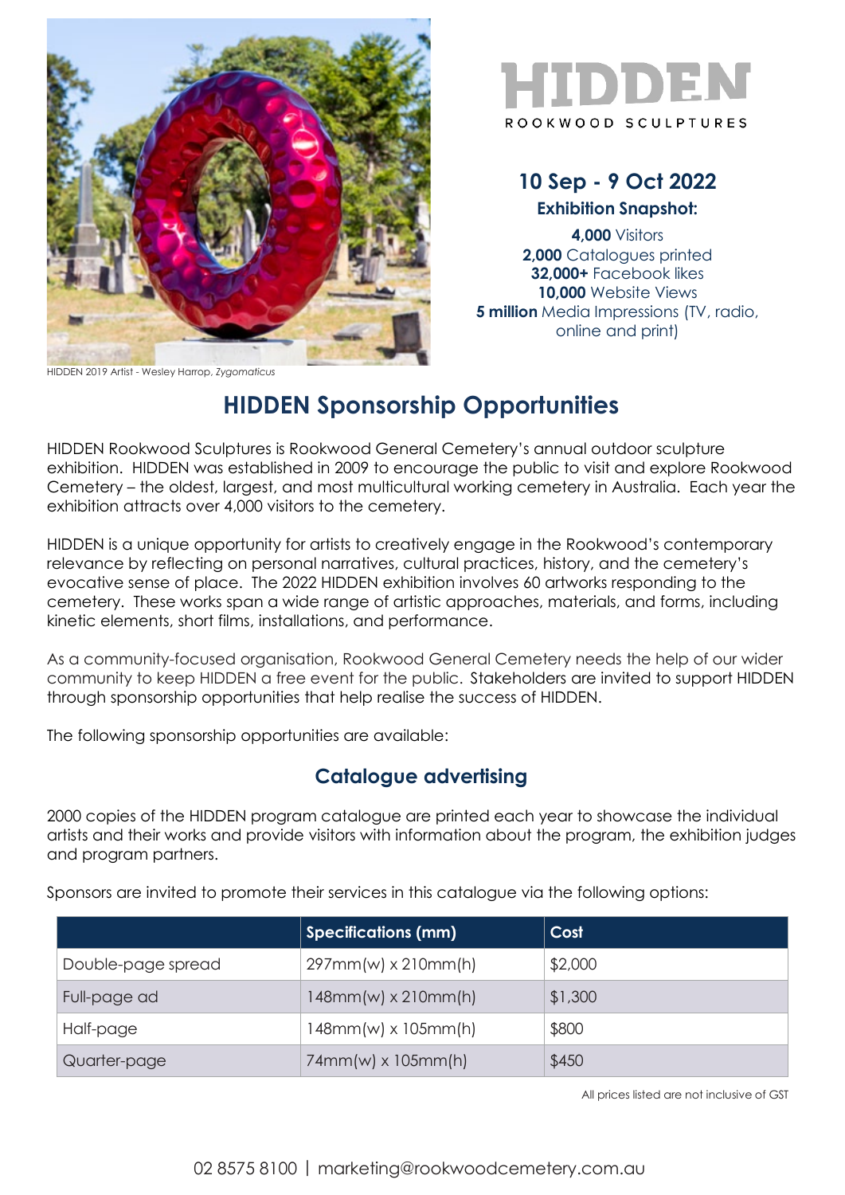HIDDEN 2019 Artist - Wesley Harrop, *Zygomaticus*

# HIDDEN

ROOKWOOD SCULPTURES

**10 Sep - 9 Oct 2022**

**Exhibition Snapshot:**

**4,000** Visitors
**2,000** Catalogues printed
**32,000+** Facebook likes
**10,000** Website Views
**5 million** Media Impressions (TV, radio, online and print)

## HIDDEN Sponsorship Opportunities

HIDDEN Rookwood Sculptures is Rookwood General Cemetery's annual outdoor sculpture exhibition. HIDDEN was established in 2009 to encourage the public to visit and explore Rookwood Cemetery – the oldest, largest, and most multicultural working cemetery in Australia. Each year the exhibition attracts over 4,000 visitors to the cemetery.

HIDDEN is a unique opportunity for artists to creatively engage in the Rookwood's contemporary relevance by reflecting on personal narratives, cultural practices, history, and the cemetery's evocative sense of place. The 2022 HIDDEN exhibition involves 60 artworks responding to the cemetery. These works span a wide range of artistic approaches, materials, and forms, including kinetic elements, short films, installations, and performance.

As a community-focused organisation, Rookwood General Cemetery needs the help of our wider community to keep HIDDEN a free event for the public. Stakeholders are invited to support HIDDEN through sponsorship opportunities that help realise the success of HIDDEN.

The following sponsorship opportunities are available:

### Catalogue advertising

2000 copies of the HIDDEN program catalogue are printed each year to showcase the individual artists and their works and provide visitors with information about the program, the exhibition judges and program partners.

Sponsors are invited to promote their services in this catalogue via the following options:

| | Specifications (mm) | Cost |
|---|---|---|
| Double-page spread | 297mm(w) x 210mm(h) | $2,000 |
| Full-page ad | 148mm(w) x 210mm(h) | $1,300 |
| Half-page | 148mm(w) x 105mm(h) | $800 |
| Quarter-page | 74mm(w) x 105mm(h) | $450 |

All prices listed are not inclusive of GST

02 8575 8100 | marketing@rookwoodcemetery.com.au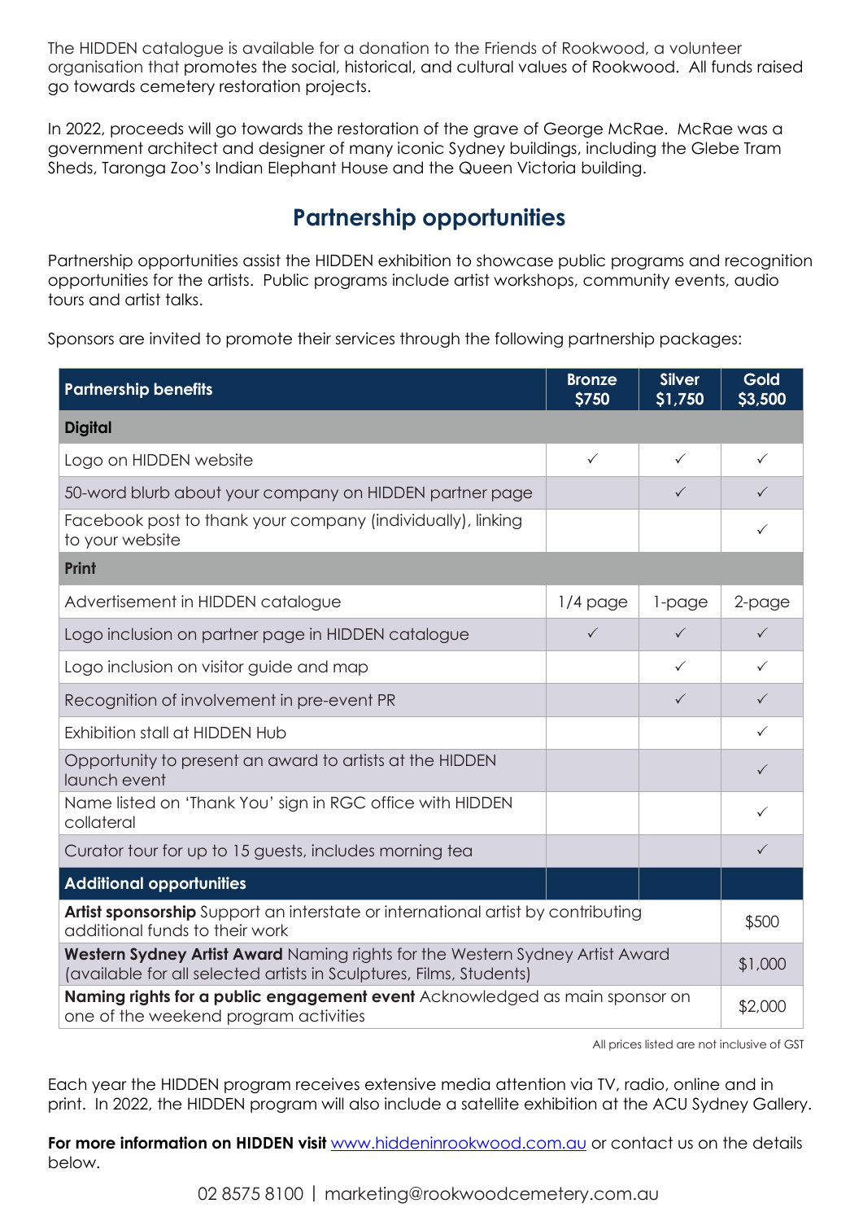The HIDDEN catalogue is available for a donation to the Friends of Rookwood, a volunteer organisation that promotes the social, historical, and cultural values of Rookwood. All funds raised go towards cemetery restoration projects.

In 2022, proceeds will go towards the restoration of the grave of George McRae. McRae was a government architect and designer of many iconic Sydney buildings, including the Glebe Tram Sheds, Taronga Zoo's Indian Elephant House and the Queen Victoria building.

## Partnership opportunities

Partnership opportunities assist the HIDDEN exhibition to showcase public programs and recognition opportunities for the artists. Public programs include artist workshops, community events, audio tours and artist talks.

Sponsors are invited to promote their services through the following partnership packages:

| Partnership benefits | Bronze $750 | Silver $1,750 | Gold $3,500 |
|---|---|---|---|
| **Digital** | | | |
| Logo on HIDDEN website | ✓ | ✓ | ✓ |
| 50-word blurb about your company on HIDDEN partner page | | ✓ | ✓ |
| Facebook post to thank your company (individually), linking to your website | | | ✓ |
| **Print** | | | |
| Advertisement in HIDDEN catalogue | 1/4 page | 1-page | 2-page |
| Logo inclusion on partner page in HIDDEN catalogue | ✓ | ✓ | ✓ |
| Logo inclusion on visitor guide and map | | ✓ | ✓ |
| Recognition of involvement in pre-event PR | | ✓ | ✓ |
| Exhibition stall at HIDDEN Hub | | | ✓ |
| Opportunity to present an award to artists at the HIDDEN launch event | | | ✓ |
| Name listed on 'Thank You' sign in RGC office with HIDDEN collateral | | | ✓ |
| Curator tour for up to 15 guests, includes morning tea | | | ✓ |
| **Additional opportunities** | | | |
| **Artist sponsorship** Support an interstate or international artist by contributing additional funds to their work | | | $500 |
| **Western Sydney Artist Award** Naming rights for the Western Sydney Artist Award (available for all selected artists in Sculptures, Films, Students) | | | $1,000 |
| **Naming rights for a public engagement event** Acknowledged as main sponsor on one of the weekend program activities | | | $2,000 |

All prices listed are not inclusive of GST

Each year the HIDDEN program receives extensive media attention via TV, radio, online and in print. In 2022, the HIDDEN program will also include a satellite exhibition at the ACU Sydney Gallery.

**For more information on HIDDEN visit** www.hiddeninrookwood.com.au or contact us on the details below.

02 8575 8100 | marketing@rookwoodcemetery.com.au